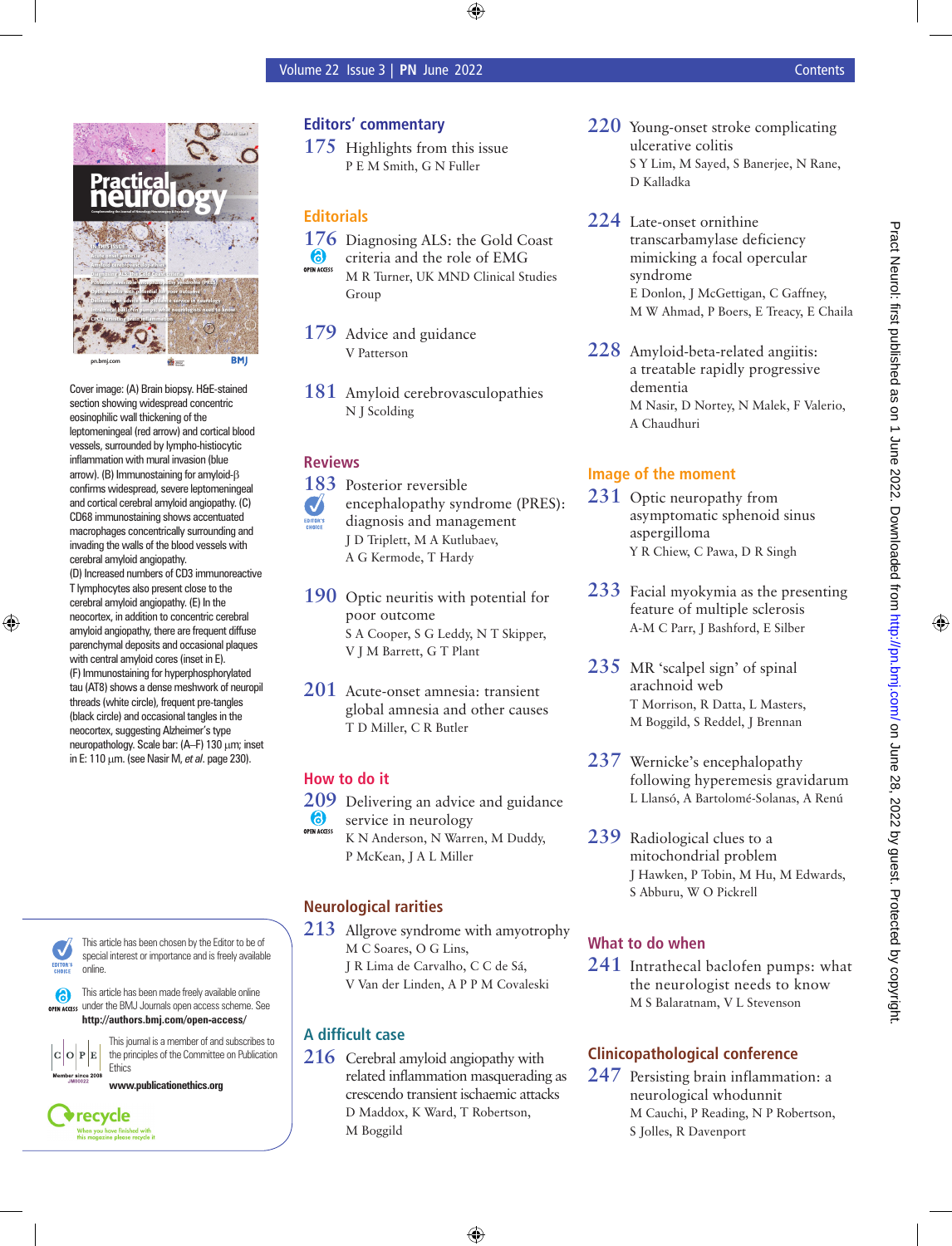# Contents

Cover image: (A) Brain biopsy. H&E-stained section showing widespread concentric eosinophilic wall thickening of the leptomeningeal (red arrow) and cortical blood vessels, surrounded by lympho-histiocytic inflammation with mural invasion (blue arrow). (B) Immunostaining for amyloid-β confirms widespread, severe leptomeningeal and cortical cerebral amyloid angiopathy. (C) CD68 immunostaining shows accentuated macrophages concentrically surrounding and invading the walls of the blood vessels with cerebral amyloid angiopathy.
(D) Increased numbers of CD3 immunoreactive T lymphocytes also present close to the cerebral amyloid angiopathy. (E) In the neocortex, in addition to concentric cerebral amyloid angiopathy, there are frequent diffuse parenchymal deposits and occasional plaques with central amyloid cores (inset in E).
(F) Immunostaining for hyperphosphorylated tau (AT8) shows a dense meshwork of neuropil threads (white circle), frequent pre-tangles (black circle) and occasional tangles in the neocortex, suggesting Alzheimer's type neuropathology. Scale bar: (A–F) 130 µm; inset in E: 110 µm. (see Nasir M, *et al*. page 230).

This article has been chosen by the Editor to be of special interest or importance and is freely available online.

This article has been made freely available online under the BMJ Journals open access scheme. See **http://authors.bmj.com/open-access/**

This journal is a member of and subscribes to the principles of the Committee on Publication Ethics
**www.publicationethics.org**

## Editors' commentary

**175** Highlights from this issue
P E M Smith, G N Fuller

## Editorials

**176** Diagnosing ALS: the Gold Coast criteria and the role of EMG (OPEN ACCESS)
M R Turner, UK MND Clinical Studies Group

**179** Advice and guidance
V Patterson

**181** Amyloid cerebrovasculopathies
N J Scolding

## Reviews

**183** Posterior reversible encephalopathy syndrome (PRES): diagnosis and management (EDITOR'S CHOICE)
J D Triplett, M A Kutlubaev, A G Kermode, T Hardy

**190** Optic neuritis with potential for poor outcome
S A Cooper, S G Leddy, N T Skipper, V J M Barrett, G T Plant

**201** Acute-onset amnesia: transient global amnesia and other causes
T D Miller, C R Butler

## How to do it

**209** Delivering an advice and guidance service in neurology (OPEN ACCESS)
K N Anderson, N Warren, M Duddy, P McKean, J A L Miller

## Neurological rarities

**213** Allgrove syndrome with amyotrophy
M C Soares, O G Lins, J R Lima de Carvalho, C C de Sá, V Van der Linden, A P P M Covaleski

## A difficult case

**216** Cerebral amyloid angiopathy with related inflammation masquerading as crescendo transient ischaemic attacks
D Maddox, K Ward, T Robertson, M Boggild

**220** Young-onset stroke complicating ulcerative colitis
S Y Lim, M Sayed, S Banerjee, N Rane, D Kalladka

**224** Late-onset ornithine transcarbamylase deficiency mimicking a focal opercular syndrome
E Donlon, J McGettigan, C Gaffney, M W Ahmad, P Boers, E Treacy, E Chaila

**228** Amyloid-beta-related angiitis: a treatable rapidly progressive dementia
M Nasir, D Nortey, N Malek, F Valerio, A Chaudhuri

## Image of the moment

**231** Optic neuropathy from asymptomatic sphenoid sinus aspergilloma
Y R Chiew, C Pawa, D R Singh

**233** Facial myokymia as the presenting feature of multiple sclerosis
A-M C Parr, J Bashford, E Silber

**235** MR 'scalpel sign' of spinal arachnoid web
T Morrison, R Datta, L Masters, M Boggild, S Reddel, J Brennan

**237** Wernicke's encephalopathy following hyperemesis gravidarum
L Llansó, A Bartolomé-Solanas, A Renú

**239** Radiological clues to a mitochondrial problem
J Hawken, P Tobin, M Hu, M Edwards, S Abburu, W O Pickrell

## What to do when

**241** Intrathecal baclofen pumps: what the neurologist needs to know
M S Balaratnam, V L Stevenson

## Clinicopathological conference

**247** Persisting brain inflammation: a neurological whodunnit
M Cauchi, P Reading, N P Robertson, S Jolles, R Davenport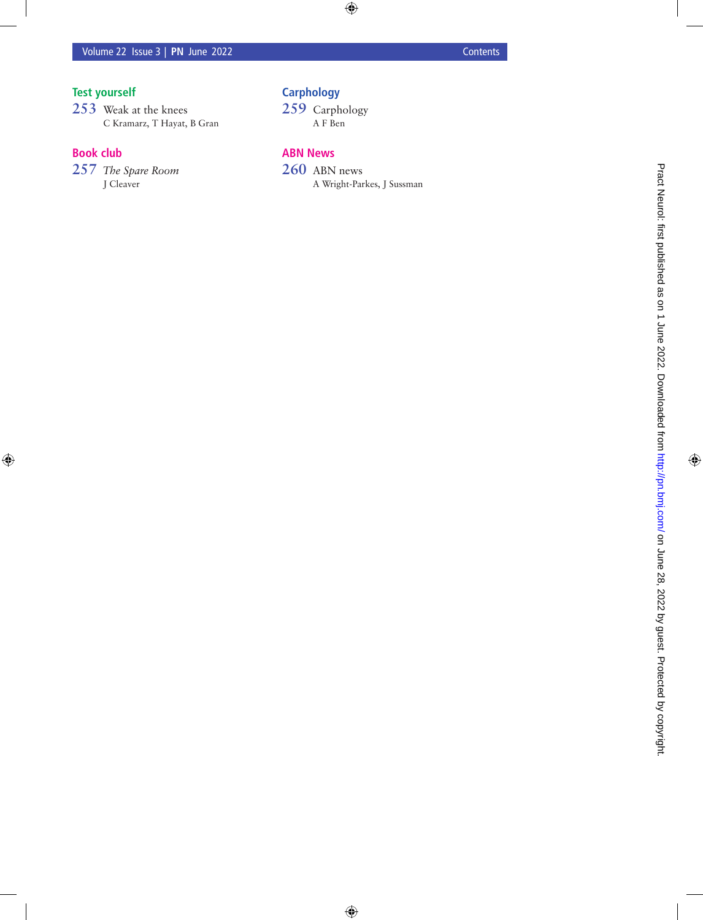## Test yourself

253 Weak at the knees
C Kramarz, T Hayat, B Gran

## Book club

257 *The Spare Room*
J Cleaver

## Carphology

259 Carphology
A F Ben

## ABN News

260 ABN news
A Wright-Parkes, J Sussman